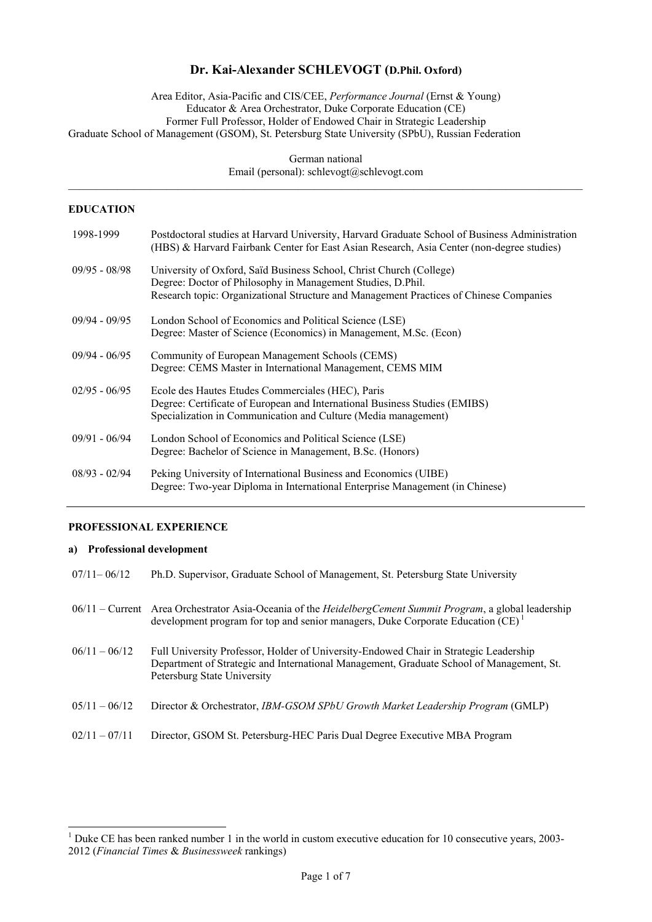# Dr. Kai-Alexander SCHLEVOGT (D.Phil. Oxford)

Area Editor, Asia-Pacific and CIS/CEE, *Performance Journal* (Ernst & Young)
Educator & Area Orchestrator, Duke Corporate Education (CE)
Former Full Professor, Holder of Endowed Chair in Strategic Leadership
Graduate School of Management (GSOM), St. Petersburg State University (SPbU), Russian Federation

German national
Email (personal): schlevogt@schlevogt.com

---

## EDUCATION

| | |
|---|---|
| 1998-1999 | Postdoctoral studies at Harvard University, Harvard Graduate School of Business Administration (HBS) & Harvard Fairbank Center for East Asian Research, Asia Center (non-degree studies) |
| 09/95 - 08/98 | University of Oxford, Saïd Business School, Christ Church (College)<br>Degree: Doctor of Philosophy in Management Studies, D.Phil.<br>Research topic: Organizational Structure and Management Practices of Chinese Companies |
| 09/94 - 09/95 | London School of Economics and Political Science (LSE)<br>Degree: Master of Science (Economics) in Management, M.Sc. (Econ) |
| 09/94 - 06/95 | Community of European Management Schools (CEMS)<br>Degree: CEMS Master in International Management, CEMS MIM |
| 02/95 - 06/95 | Ecole des Hautes Etudes Commerciales (HEC), Paris<br>Degree: Certificate of European and International Business Studies (EMIBS)<br>Specialization in Communication and Culture (Media management) |
| 09/91 - 06/94 | London School of Economics and Political Science (LSE)<br>Degree: Bachelor of Science in Management, B.Sc. (Honors) |
| 08/93 - 02/94 | Peking University of International Business and Economics (UIBE)<br>Degree: Two-year Diploma in International Enterprise Management (in Chinese) |

---

## PROFESSIONAL EXPERIENCE

### a) Professional development

| | |
|---|---|
| 07/11– 06/12 | Ph.D. Supervisor, Graduate School of Management, St. Petersburg State University |
| 06/11 – Current | Area Orchestrator Asia-Oceania of the *HeidelbergCement Summit Program*, a global leadership development program for top and senior managers, Duke Corporate Education (CE) [1] |
| 06/11 – 06/12 | Full University Professor, Holder of University-Endowed Chair in Strategic Leadership<br>Department of Strategic and International Management, Graduate School of Management, St. Petersburg State University |
| 05/11 – 06/12 | Director & Orchestrator, *IBM-GSOM SPbU Growth Market Leadership Program* (GMLP) |
| 02/11 – 07/11 | Director, GSOM St. Petersburg-HEC Paris Dual Degree Executive MBA Program |

---

[1] Duke CE has been ranked number 1 in the world in custom executive education for 10 consecutive years, 2003-2012 (*Financial Times* & *Businessweek* rankings)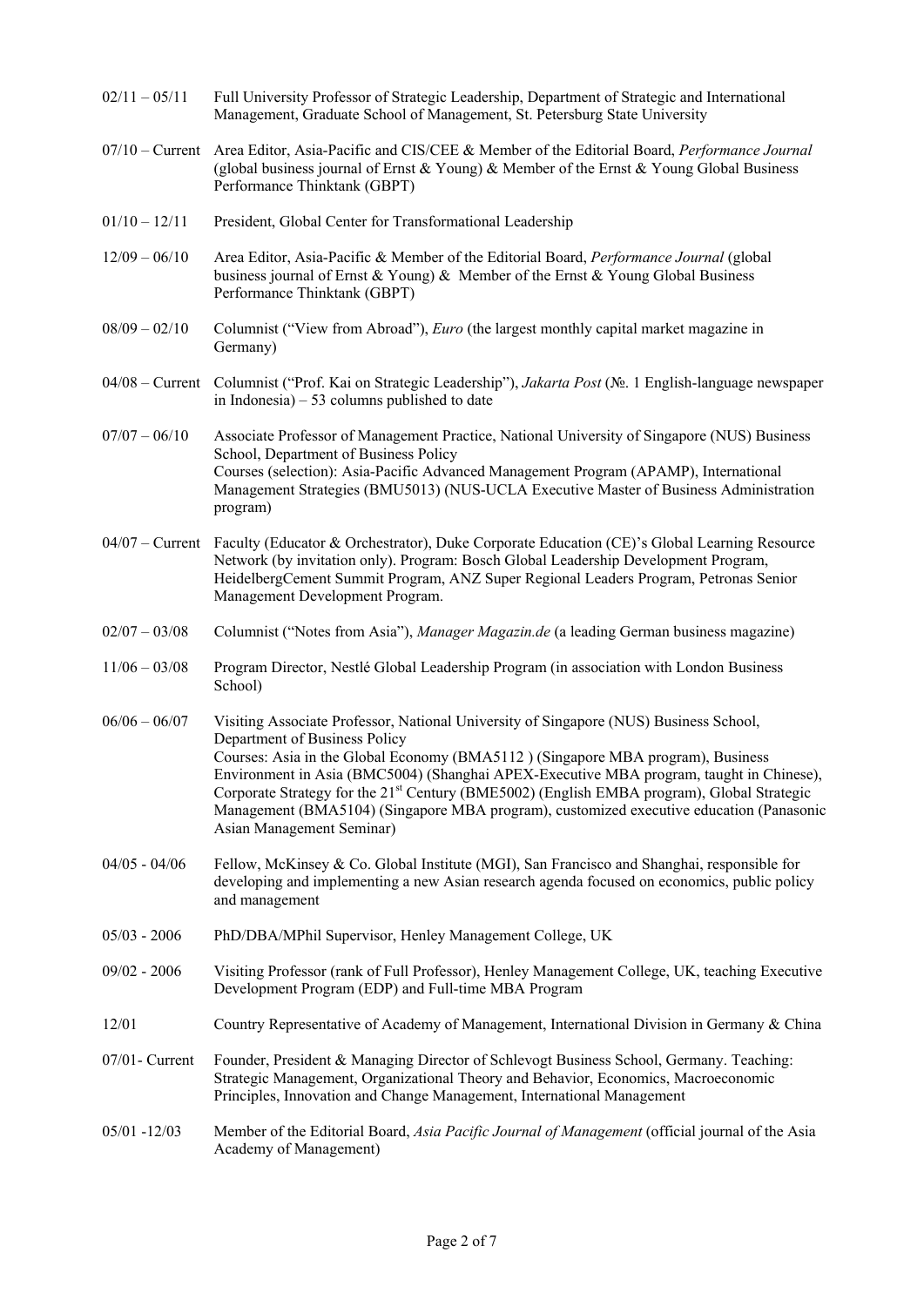| | |
|---|---|
| 02/11 – 05/11 | Full University Professor of Strategic Leadership, Department of Strategic and International Management, Graduate School of Management, St. Petersburg State University |
| 07/10 – Current | Area Editor, Asia-Pacific and CIS/CEE & Member of the Editorial Board, *Performance Journal* (global business journal of Ernst & Young) & Member of the Ernst & Young Global Business Performance Thinktank (GBPT) |
| 01/10 – 12/11 | President, Global Center for Transformational Leadership |
| 12/09 – 06/10 | Area Editor, Asia-Pacific & Member of the Editorial Board, *Performance Journal* (global business journal of Ernst & Young) & Member of the Ernst & Young Global Business Performance Thinktank (GBPT) |
| 08/09 – 02/10 | Columnist ("View from Abroad"), *Euro* (the largest monthly capital market magazine in Germany) |
| 04/08 – Current | Columnist ("Prof. Kai on Strategic Leadership"), *Jakarta Post* (№. 1 English-language newspaper in Indonesia) – 53 columns published to date |
| 07/07 – 06/10 | Associate Professor of Management Practice, National University of Singapore (NUS) Business School, Department of Business Policy<br>Courses (selection): Asia-Pacific Advanced Management Program (APAMP), International Management Strategies (BMU5013) (NUS-UCLA Executive Master of Business Administration program) |
| 04/07 – Current | Faculty (Educator & Orchestrator), Duke Corporate Education (CE)'s Global Learning Resource Network (by invitation only). Program: Bosch Global Leadership Development Program, HeidelbergCement Summit Program, ANZ Super Regional Leaders Program, Petronas Senior Management Development Program. |
| 02/07 – 03/08 | Columnist ("Notes from Asia"), *Manager Magazin.de* (a leading German business magazine) |
| 11/06 – 03/08 | Program Director, Nestlé Global Leadership Program (in association with London Business School) |
| 06/06 – 06/07 | Visiting Associate Professor, National University of Singapore (NUS) Business School, Department of Business Policy<br>Courses: Asia in the Global Economy (BMA5112 ) (Singapore MBA program), Business Environment in Asia (BMC5004) (Shanghai APEX-Executive MBA program, taught in Chinese), Corporate Strategy for the 21st Century (BME5002) (English EMBA program), Global Strategic Management (BMA5104) (Singapore MBA program), customized executive education (Panasonic Asian Management Seminar) |
| 04/05 - 04/06 | Fellow, McKinsey & Co. Global Institute (MGI), San Francisco and Shanghai, responsible for developing and implementing a new Asian research agenda focused on economics, public policy and management |
| 05/03 - 2006 | PhD/DBA/MPhil Supervisor, Henley Management College, UK |
| 09/02 - 2006 | Visiting Professor (rank of Full Professor), Henley Management College, UK, teaching Executive Development Program (EDP) and Full-time MBA Program |
| 12/01 | Country Representative of Academy of Management, International Division in Germany & China |
| 07/01- Current | Founder, President & Managing Director of Schlevogt Business School, Germany. Teaching: Strategic Management, Organizational Theory and Behavior, Economics, Macroeconomic Principles, Innovation and Change Management, International Management |
| 05/01 -12/03 | Member of the Editorial Board, *Asia Pacific Journal of Management* (official journal of the Asia Academy of Management) |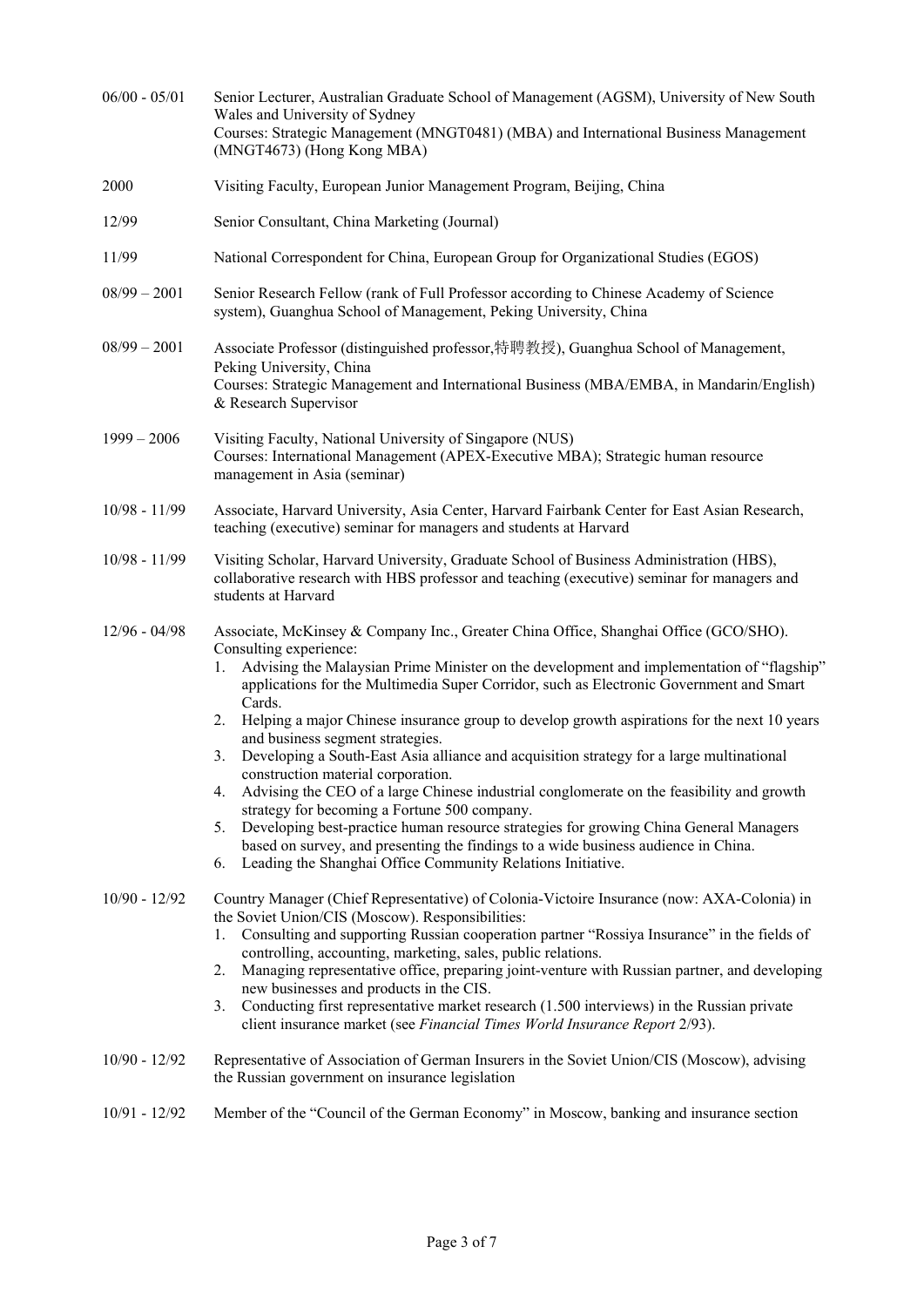| | |
|---|---|
| 06/00 - 05/01 | Senior Lecturer, Australian Graduate School of Management (AGSM), University of New South Wales and University of Sydney<br>Courses: Strategic Management (MNGT0481) (MBA) and International Business Management (MNGT4673) (Hong Kong MBA) |
| 2000 | Visiting Faculty, European Junior Management Program, Beijing, China |
| 12/99 | Senior Consultant, China Marketing (Journal) |
| 11/99 | National Correspondent for China, European Group for Organizational Studies (EGOS) |
| 08/99 – 2001 | Senior Research Fellow (rank of Full Professor according to Chinese Academy of Science system), Guanghua School of Management, Peking University, China |
| 08/99 – 2001 | Associate Professor (distinguished professor,特聘教授), Guanghua School of Management, Peking University, China<br>Courses: Strategic Management and International Business (MBA/EMBA, in Mandarin/English) & Research Supervisor |
| 1999 – 2006 | Visiting Faculty, National University of Singapore (NUS)<br>Courses: International Management (APEX-Executive MBA); Strategic human resource management in Asia (seminar) |
| 10/98 - 11/99 | Associate, Harvard University, Asia Center, Harvard Fairbank Center for East Asian Research, teaching (executive) seminar for managers and students at Harvard |
| 10/98 - 11/99 | Visiting Scholar, Harvard University, Graduate School of Business Administration (HBS), collaborative research with HBS professor and teaching (executive) seminar for managers and students at Harvard |
| 12/96 - 04/98 | Associate, McKinsey & Company Inc., Greater China Office, Shanghai Office (GCO/SHO).<br>Consulting experience:<br>1. Advising the Malaysian Prime Minister on the development and implementation of "flagship" applications for the Multimedia Super Corridor, such as Electronic Government and Smart Cards.<br>2. Helping a major Chinese insurance group to develop growth aspirations for the next 10 years and business segment strategies.<br>3. Developing a South-East Asia alliance and acquisition strategy for a large multinational construction material corporation.<br>4. Advising the CEO of a large Chinese industrial conglomerate on the feasibility and growth strategy for becoming a Fortune 500 company.<br>5. Developing best-practice human resource strategies for growing China General Managers based on survey, and presenting the findings to a wide business audience in China.<br>6. Leading the Shanghai Office Community Relations Initiative. |
| 10/90 - 12/92 | Country Manager (Chief Representative) of Colonia-Victoire Insurance (now: AXA-Colonia) in the Soviet Union/CIS (Moscow). Responsibilities:<br>1. Consulting and supporting Russian cooperation partner "Rossiya Insurance" in the fields of controlling, accounting, marketing, sales, public relations.<br>2. Managing representative office, preparing joint-venture with Russian partner, and developing new businesses and products in the CIS.<br>3. Conducting first representative market research (1.500 interviews) in the Russian private client insurance market (see *Financial Times World Insurance Report* 2/93). |
| 10/90 - 12/92 | Representative of Association of German Insurers in the Soviet Union/CIS (Moscow), advising the Russian government on insurance legislation |
| 10/91 - 12/92 | Member of the "Council of the German Economy" in Moscow, banking and insurance section |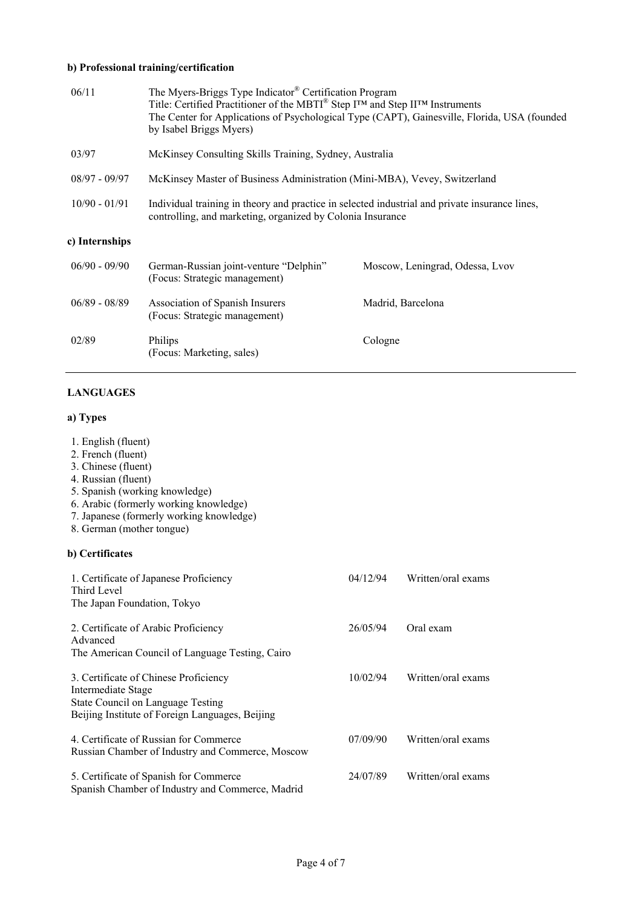**b) Professional training/certification**

| | |
|---|---|
| 06/11 | The Myers-Briggs Type Indicator® Certification Program<br>Title: Certified Practitioner of the MBTI® Step I™ and Step II™ Instruments<br>The Center for Applications of Psychological Type (CAPT), Gainesville, Florida, USA (founded by Isabel Briggs Myers) |
| 03/97 | McKinsey Consulting Skills Training, Sydney, Australia |
| 08/97 - 09/97 | McKinsey Master of Business Administration (Mini-MBA), Vevey, Switzerland |
| 10/90 - 01/91 | Individual training in theory and practice in selected industrial and private insurance lines, controlling, and marketing, organized by Colonia Insurance |

**c) Internships**

| | | |
|---|---|---|
| 06/90 - 09/90 | German-Russian joint-venture "Delphin"<br>(Focus: Strategic management) | Moscow, Leningrad, Odessa, Lvov |
| 06/89 - 08/89 | Association of Spanish Insurers<br>(Focus: Strategic management) | Madrid, Barcelona |
| 02/89 | Philips<br>(Focus: Marketing, sales) | Cologne |

---

**LANGUAGES**

**a) Types**

1. English (fluent)
2. French (fluent)
3. Chinese (fluent)
4. Russian (fluent)
5. Spanish (working knowledge)
6. Arabic (formerly working knowledge)
7. Japanese (formerly working knowledge)
8. German (mother tongue)

**b) Certificates**

| | | |
|---|---|---|
| 1. Certificate of Japanese Proficiency<br>Third Level<br>The Japan Foundation, Tokyo | 04/12/94 | Written/oral exams |
| 2. Certificate of Arabic Proficiency<br>Advanced<br>The American Council of Language Testing, Cairo | 26/05/94 | Oral exam |
| 3. Certificate of Chinese Proficiency<br>Intermediate Stage<br>State Council on Language Testing<br>Beijing Institute of Foreign Languages, Beijing | 10/02/94 | Written/oral exams |
| 4. Certificate of Russian for Commerce<br>Russian Chamber of Industry and Commerce, Moscow | 07/09/90 | Written/oral exams |
| 5. Certificate of Spanish for Commerce<br>Spanish Chamber of Industry and Commerce, Madrid | 24/07/89 | Written/oral exams |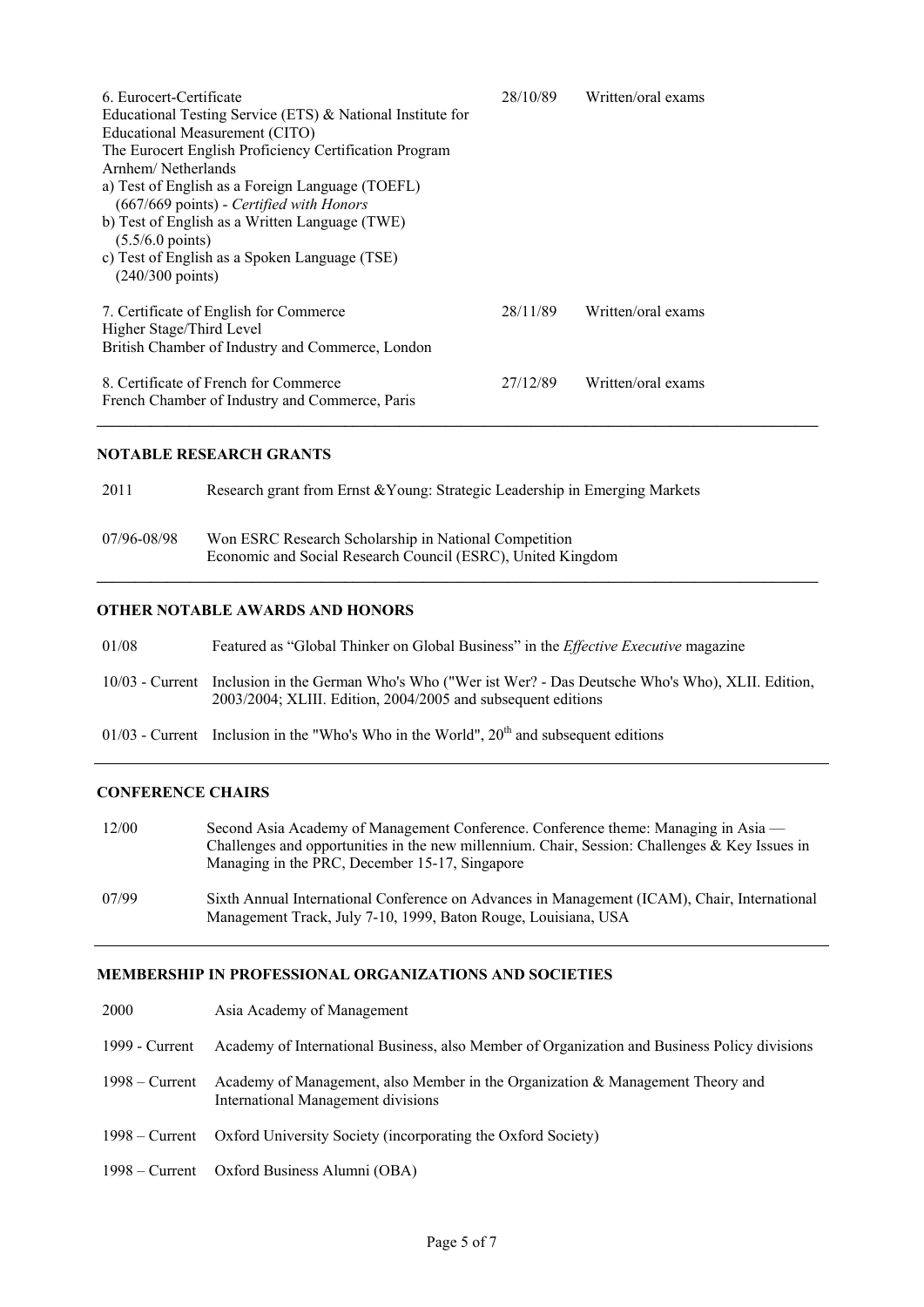| | | |
|---|---|---|
| 6. Eurocert-Certificate<br>Educational Testing Service (ETS) & National Institute for Educational Measurement (CITO)<br>The Eurocert English Proficiency Certification Program<br>Arnhem/ Netherlands<br>a) Test of English as a Foreign Language (TOEFL)<br>(667/669 points) - *Certified with Honors*<br>b) Test of English as a Written Language (TWE)<br>(5.5/6.0 points)<br>c) Test of English as a Spoken Language (TSE)<br>(240/300 points) | 28/10/89 | Written/oral exams |
| 7. Certificate of English for Commerce<br>Higher Stage/Third Level<br>British Chamber of Industry and Commerce, London | 28/11/89 | Written/oral exams |
| 8. Certificate of French for Commerce<br>French Chamber of Industry and Commerce, Paris | 27/12/89 | Written/oral exams |

## NOTABLE RESEARCH GRANTS

| | |
|---|---|
| 2011 | Research grant from Ernst &Young: Strategic Leadership in Emerging Markets |
| 07/96-08/98 | Won ESRC Research Scholarship in National Competition<br>Economic and Social Research Council (ESRC), United Kingdom |

## OTHER NOTABLE AWARDS AND HONORS

| | |
|---|---|
| 01/08 | Featured as "Global Thinker on Global Business" in the *Effective Executive* magazine |
| 10/03 - Current | Inclusion in the German Who's Who ("Wer ist Wer? - Das Deutsche Who's Who), XLII. Edition, 2003/2004; XLIII. Edition, 2004/2005 and subsequent editions |
| 01/03 - Current | Inclusion in the "Who's Who in the World", 20th and subsequent editions |

## CONFERENCE CHAIRS

| | |
|---|---|
| 12/00 | Second Asia Academy of Management Conference. Conference theme: Managing in Asia — Challenges and opportunities in the new millennium. Chair, Session: Challenges & Key Issues in Managing in the PRC, December 15-17, Singapore |
| 07/99 | Sixth Annual International Conference on Advances in Management (ICAM), Chair, International Management Track, July 7-10, 1999, Baton Rouge, Louisiana, USA |

## MEMBERSHIP IN PROFESSIONAL ORGANIZATIONS AND SOCIETIES

| | |
|---|---|
| 2000 | Asia Academy of Management |
| 1999 - Current | Academy of International Business, also Member of Organization and Business Policy divisions |
| 1998 – Current | Academy of Management, also Member in the Organization & Management Theory and International Management divisions |
| 1998 – Current | Oxford University Society (incorporating the Oxford Society) |
| 1998 – Current | Oxford Business Alumni (OBA) |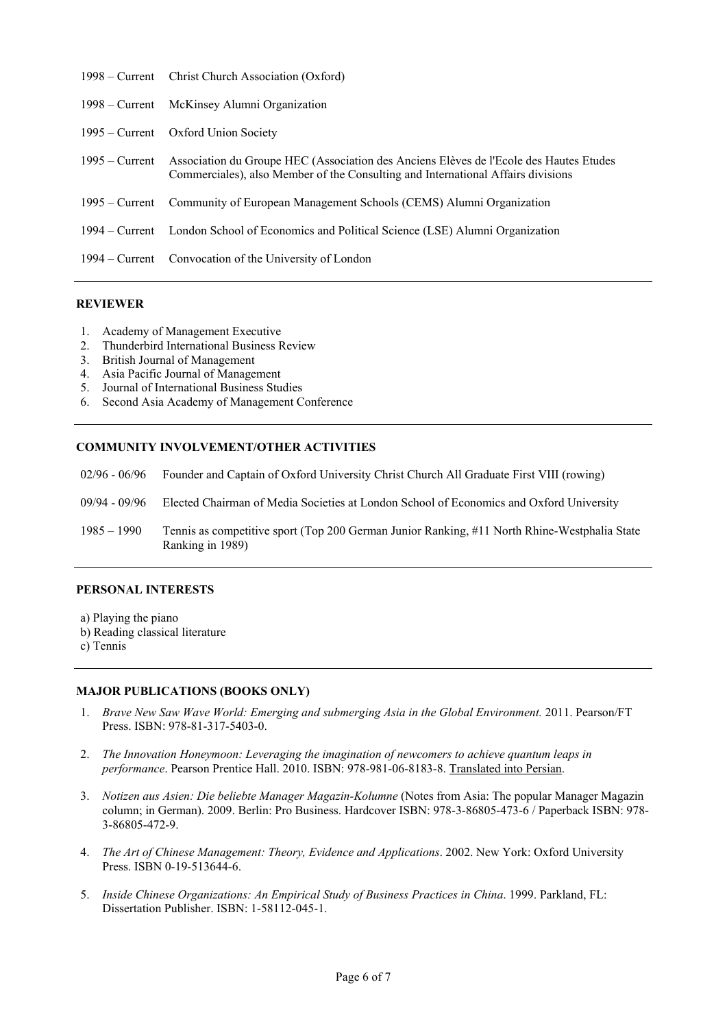| | |
|---|---|
| 1998 – Current | Christ Church Association (Oxford) |
| 1998 – Current | McKinsey Alumni Organization |
| 1995 – Current | Oxford Union Society |
| 1995 – Current | Association du Groupe HEC (Association des Anciens Elèves de l'Ecole des Hautes Etudes Commerciales), also Member of the Consulting and International Affairs divisions |
| 1995 – Current | Community of European Management Schools (CEMS) Alumni Organization |
| 1994 – Current | London School of Economics and Political Science (LSE) Alumni Organization |
| 1994 – Current | Convocation of the University of London |

## REVIEWER

1. Academy of Management Executive
2. Thunderbird International Business Review
3. British Journal of Management
4. Asia Pacific Journal of Management
5. Journal of International Business Studies
6. Second Asia Academy of Management Conference

## COMMUNITY INVOLVEMENT/OTHER ACTIVITIES

| | |
|---|---|
| 02/96 - 06/96 | Founder and Captain of Oxford University Christ Church All Graduate First VIII (rowing) |
| 09/94 - 09/96 | Elected Chairman of Media Societies at London School of Economics and Oxford University |
| 1985 – 1990 | Tennis as competitive sport (Top 200 German Junior Ranking, #11 North Rhine-Westphalia State Ranking in 1989) |

## PERSONAL INTERESTS

a) Playing the piano
b) Reading classical literature
c) Tennis

## MAJOR PUBLICATIONS (BOOKS ONLY)

1. *Brave New Saw Wave World: Emerging and submerging Asia in the Global Environment.* 2011. Pearson/FT Press. ISBN: 978-81-317-5403-0.
2. *The Innovation Honeymoon: Leveraging the imagination of newcomers to achieve quantum leaps in performance*. Pearson Prentice Hall. 2010. ISBN: 978-981-06-8183-8. Translated into Persian.
3. *Notizen aus Asien: Die beliebte Manager Magazin-Kolumne* (Notes from Asia: The popular Manager Magazin column; in German). 2009. Berlin: Pro Business. Hardcover ISBN: 978-3-86805-473-6 / Paperback ISBN: 978-3-86805-472-9.
4. *The Art of Chinese Management: Theory, Evidence and Applications*. 2002. New York: Oxford University Press. ISBN 0-19-513644-6.
5. *Inside Chinese Organizations: An Empirical Study of Business Practices in China*. 1999. Parkland, FL: Dissertation Publisher. ISBN: 1-58112-045-1.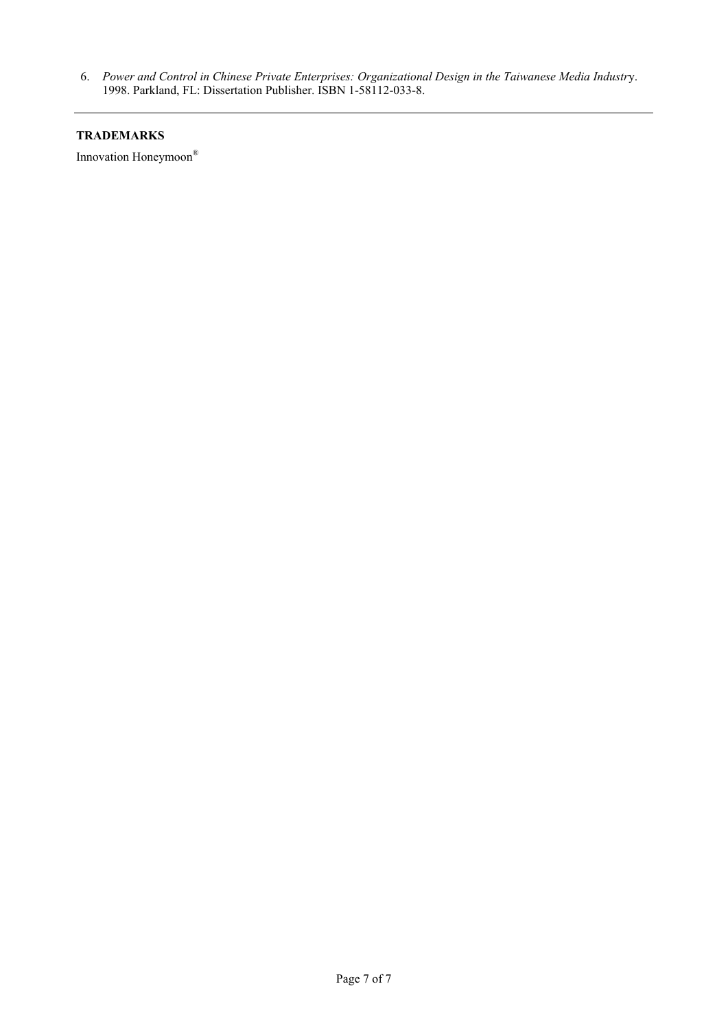6. *Power and Control in Chinese Private Enterprises: Organizational Design in the Taiwanese Media Industry*. 1998. Parkland, FL: Dissertation Publisher. ISBN 1-58112-033-8.

---

**TRADEMARKS**

Innovation Honeymoon®